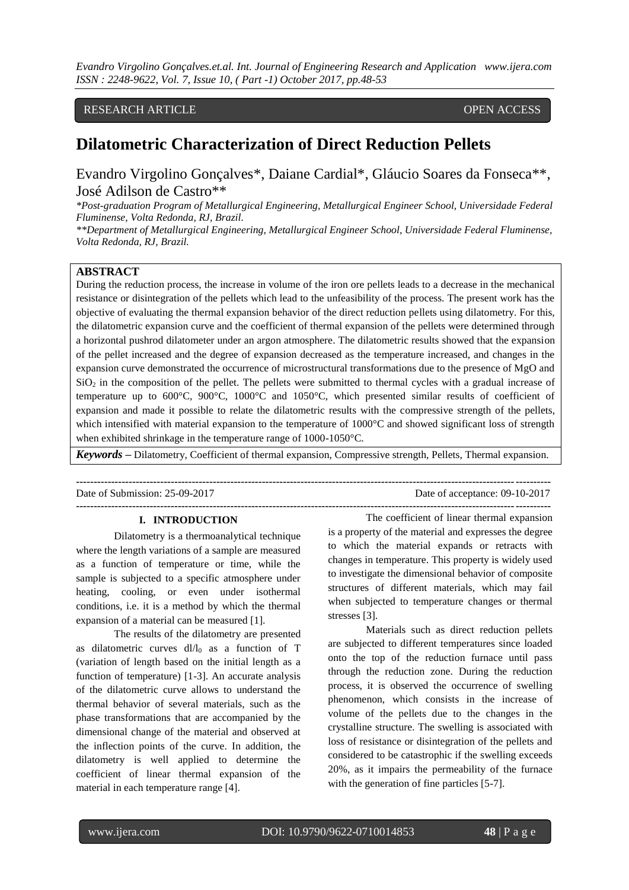RESEARCH ARTICLE OPEN ACCESS

# Dilatometric Characterization of Direct Reduction Pellets

Evandro Virgolino Gonçalves*, Daiane Cardial*, Gláucio Soares da Fonseca**, José Adilson de Castro**

*Post-graduation Program of Metallurgical Engineering, Metallurgical Engineer School, Universidade Federal Fluminense, Volta Redonda, RJ, Brazil.*

***Department of Metallurgical Engineering, Metallurgical Engineer School, Universidade Federal Fluminense, Volta Redonda, RJ, Brazil.*

## ABSTRACT

During the reduction process, the increase in volume of the iron ore pellets leads to a decrease in the mechanical resistance or disintegration of the pellets which lead to the unfeasibility of the process. The present work has the objective of evaluating the thermal expansion behavior of the direct reduction pellets using dilatometry. For this, the dilatometric expansion curve and the coefficient of thermal expansion of the pellets were determined through a horizontal pushrod dilatometer under an argon atmosphere. The dilatometric results showed that the expansion of the pellet increased and the degree of expansion decreased as the temperature increased, and changes in the expansion curve demonstrated the occurrence of microstructural transformations due to the presence of MgO and $SiO_2$ in the composition of the pellet. The pellets were submitted to thermal cycles with a gradual increase of temperature up to 600°C, 900°C, 1000°C and 1050°C, which presented similar results of coefficient of expansion and made it possible to relate the dilatometric results with the compressive strength of the pellets, which intensified with material expansion to the temperature of 1000°C and showed significant loss of strength when exhibited shrinkage in the temperature range of 1000-1050°C.

***Keywords*** **–** Dilatometry, Coefficient of thermal expansion, Compressive strength, Pellets, Thermal expansion.

Date of Submission: 25-09-2017 Date of acceptance: 09-10-2017

## I. INTRODUCTION

Dilatometry is a thermoanalytical technique where the length variations of a sample are measured as a function of temperature or time, while the sample is subjected to a specific atmosphere under heating, cooling, or even under isothermal conditions, i.e. it is a method by which the thermal expansion of a material can be measured [1].

The results of the dilatometry are presented as dilatometric curves $dl/l_0$ as a function of T (variation of length based on the initial length as a function of temperature) [1-3]. An accurate analysis of the dilatometric curve allows to understand the thermal behavior of several materials, such as the phase transformations that are accompanied by the dimensional change of the material and observed at the inflection points of the curve. In addition, the dilatometry is well applied to determine the coefficient of linear thermal expansion of the material in each temperature range [4].

The coefficient of linear thermal expansion is a property of the material and expresses the degree to which the material expands or retracts with changes in temperature. This property is widely used to investigate the dimensional behavior of composite structures of different materials, which may fail when subjected to temperature changes or thermal stresses [3].

Materials such as direct reduction pellets are subjected to different temperatures since loaded onto the top of the reduction furnace until pass through the reduction zone. During the reduction process, it is observed the occurrence of swelling phenomenon, which consists in the increase of volume of the pellets due to the changes in the crystalline structure. The swelling is associated with loss of resistance or disintegration of the pellets and considered to be catastrophic if the swelling exceeds 20%, as it impairs the permeability of the furnace with the generation of fine particles [5-7].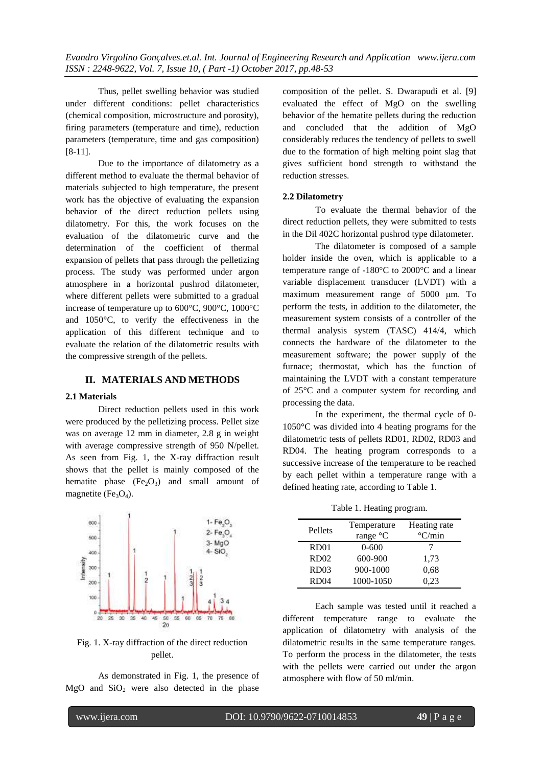Thus, pellet swelling behavior was studied under different conditions: pellet characteristics (chemical composition, microstructure and porosity), firing parameters (temperature and time), reduction parameters (temperature, time and gas composition) [8-11].

Due to the importance of dilatometry as a different method to evaluate the thermal behavior of materials subjected to high temperature, the present work has the objective of evaluating the expansion behavior of the direct reduction pellets using dilatometry. For this, the work focuses on the evaluation of the dilatometric curve and the determination of the coefficient of thermal expansion of pellets that pass through the pelletizing process. The study was performed under argon atmosphere in a horizontal pushrod dilatometer, where different pellets were submitted to a gradual increase of temperature up to 600°C, 900°C, 1000°C and 1050°C, to verify the effectiveness in the application of this different technique and to evaluate the relation of the dilatometric results with the compressive strength of the pellets.

## II. MATERIALS AND METHODS

### 2.1 Materials

Direct reduction pellets used in this work were produced by the pelletizing process. Pellet size was on average 12 mm in diameter, 2.8 g in weight with average compressive strength of 950 N/pellet. As seen from Fig. 1, the X-ray diffraction result shows that the pellet is mainly composed of the hematite phase ($Fe_2O_3$) and small amount of magnetite ($Fe_3O_4$).

Fig. 1. X-ray diffraction of the direct reduction pellet.

As demonstrated in Fig. 1, the presence of MgO and $SiO_2$ were also detected in the phase composition of the pellet. S. Dwarapudi et al. [9] evaluated the effect of MgO on the swelling behavior of the hematite pellets during the reduction and concluded that the addition of MgO considerably reduces the tendency of pellets to swell due to the formation of high melting point slag that gives sufficient bond strength to withstand the reduction stresses.

### 2.2 Dilatometry

To evaluate the thermal behavior of the direct reduction pellets, they were submitted to tests in the Dil 402C horizontal pushrod type dilatometer.

The dilatometer is composed of a sample holder inside the oven, which is applicable to a temperature range of -180°C to 2000°C and a linear variable displacement transducer (LVDT) with a maximum measurement range of 5000 μm. To perform the tests, in addition to the dilatometer, the measurement system consists of a controller of the thermal analysis system (TASC) 414/4, which connects the hardware of the dilatometer to the measurement software; the power supply of the furnace; thermostat, which has the function of maintaining the LVDT with a constant temperature of 25°C and a computer system for recording and processing the data.

In the experiment, the thermal cycle of 0-1050°C was divided into 4 heating programs for the dilatometric tests of pellets RD01, RD02, RD03 and RD04. The heating program corresponds to a successive increase of the temperature to be reached by each pellet within a temperature range with a defined heating rate, according to Table 1.

Table 1. Heating program.

| Pellets | Temperature range °C | Heating rate °C/min |
|---|---|---|
| RD01 | 0-600 | 7 |
| RD02 | 600-900 | 1,73 |
| RD03 | 900-1000 | 0,68 |
| RD04 | 1000-1050 | 0,23 |

Each sample was tested until it reached a different temperature range to evaluate the application of dilatometry with analysis of the dilatometric results in the same temperature ranges. To perform the process in the dilatometer, the tests with the pellets were carried out under the argon atmosphere with flow of 50 ml/min.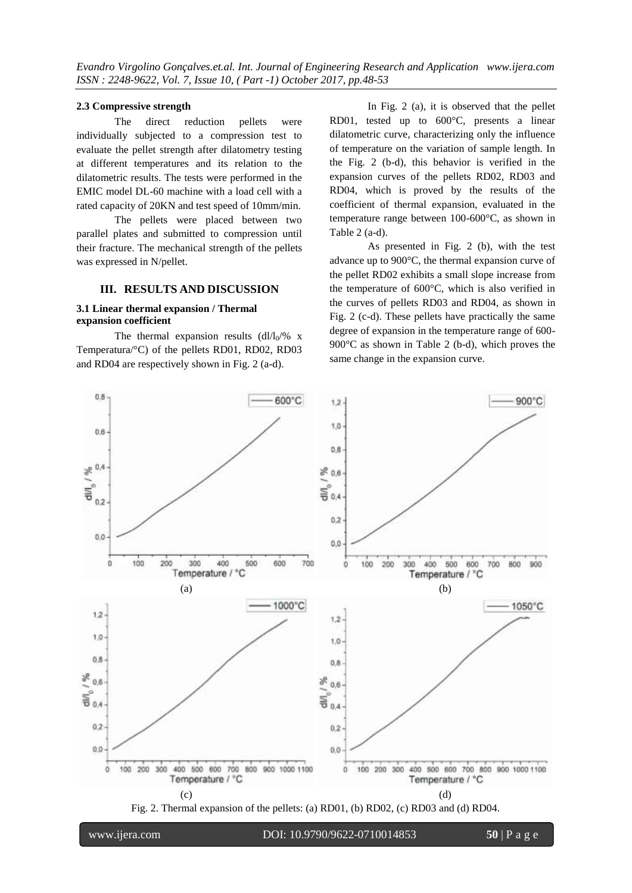### 2.3 Compressive strength

The direct reduction pellets were individually subjected to a compression test to evaluate the pellet strength after dilatometry testing at different temperatures and its relation to the dilatometric results. The tests were performed in the EMIC model DL-60 machine with a load cell with a rated capacity of 20KN and test speed of 10mm/min.

The pellets were placed between two parallel plates and submitted to compression until their fracture. The mechanical strength of the pellets was expressed in N/pellet.

## III. RESULTS AND DISCUSSION

### 3.1 Linear thermal expansion / Thermal expansion coefficient

The thermal expansion results ($dl/l_0$/% x Temperatura/°C) of the pellets RD01, RD02, RD03 and RD04 are respectively shown in Fig. 2 (a-d).

In Fig. 2 (a), it is observed that the pellet RD01, tested up to 600°C, presents a linear dilatometric curve, characterizing only the influence of temperature on the variation of sample length. In the Fig. 2 (b-d), this behavior is verified in the expansion curves of the pellets RD02, RD03 and RD04, which is proved by the results of the coefficient of thermal expansion, evaluated in the temperature range between 100-600°C, as shown in Table 2 (a-d).

As presented in Fig. 2 (b), with the test advance up to 900°C, the thermal expansion curve of the pellet RD02 exhibits a small slope increase from the temperature of 600°C, which is also verified in the curves of pellets RD03 and RD04, as shown in Fig. 2 (c-d). These pellets have practically the same degree of expansion in the temperature range of 600-900°C as shown in Table 2 (b-d), which proves the same change in the expansion curve.

Fig. 2. Thermal expansion of the pellets: (a) RD01, (b) RD02, (c) RD03 and (d) RD04.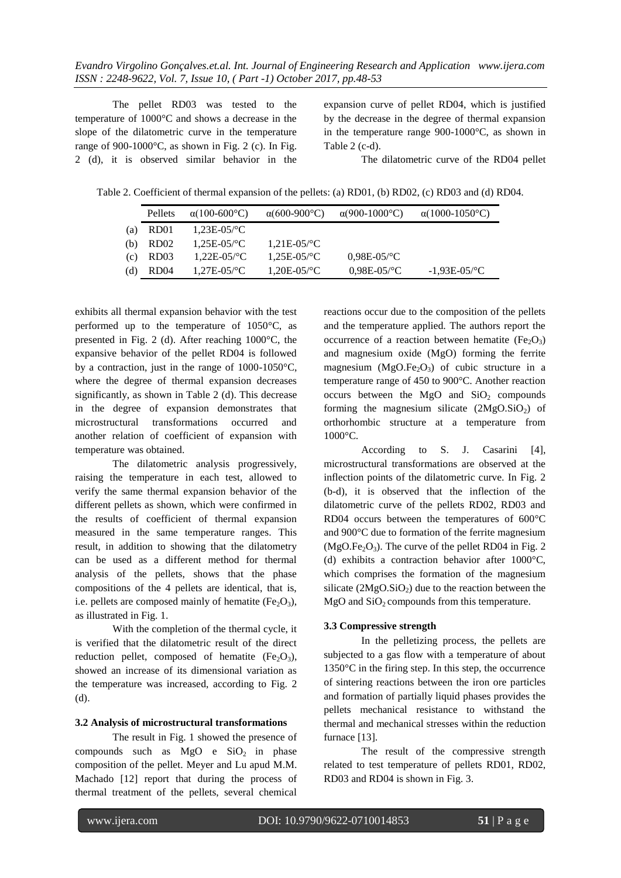The pellet RD03 was tested to the temperature of 1000°C and shows a decrease in the slope of the dilatometric curve in the temperature range of 900-1000°C, as shown in Fig. 2 (c). In Fig. 2 (d), it is observed similar behavior in the expansion curve of pellet RD04, which is justified by the decrease in the degree of thermal expansion in the temperature range 900-1000°C, as shown in Table 2 (c-d).

The dilatometric curve of the RD04 pellet exhibits all thermal expansion behavior with the test performed up to the temperature of 1050°C, as presented in Fig. 2 (d). After reaching 1000°C, the expansive behavior of the pellet RD04 is followed by a contraction, just in the range of 1000-1050°C, where the degree of thermal expansion decreases significantly, as shown in Table 2 (d). This decrease in the degree of expansion demonstrates that microstructural transformations occurred and another relation of coefficient of expansion with temperature was obtained.

Table 2. Coefficient of thermal expansion of the pellets: (a) RD01, (b) RD02, (c) RD03 and (d) RD04.

| | Pellets | α(100-600°C) | α(600-900°C) | α(900-1000°C) | α(1000-1050°C) |
|---|---|---|---|---|---|
| (a) | RD01 | 1,23E-05/°C | | | |
| (b) | RD02 | 1,25E-05/°C | 1,21E-05/°C | | |
| (c) | RD03 | 1,22E-05/°C | 1,25E-05/°C | 0,98E-05/°C | |
| (d) | RD04 | 1,27E-05/°C | 1,20E-05/°C | 0,98E-05/°C | -1,93E-05/°C |

The dilatometric analysis progressively, raising the temperature in each test, allowed to verify the same thermal expansion behavior of the different pellets as shown, which were confirmed in the results of coefficient of thermal expansion measured in the same temperature ranges. This result, in addition to showing that the dilatometry can be used as a different method for thermal analysis of the pellets, shows that the phase compositions of the 4 pellets are identical, that is, i.e. pellets are composed mainly of hematite ($Fe_2O_3$), as illustrated in Fig. 1.

With the completion of the thermal cycle, it is verified that the dilatometric result of the direct reduction pellet, composed of hematite ($Fe_2O_3$), showed an increase of its dimensional variation as the temperature was increased, according to Fig. 2 (d).

### 3.2 Analysis of microstructural transformations

The result in Fig. 1 showed the presence of compounds such as MgO e $SiO_2$ in phase composition of the pellet. Meyer and Lu apud M.M. Machado [12] report that during the process of thermal treatment of the pellets, several chemical reactions occur due to the composition of the pellets and the temperature applied. The authors report the occurrence of a reaction between hematite ($Fe_2O_3$) and magnesium oxide (MgO) forming the ferrite magnesium ($MgO.Fe_2O_3$) of cubic structure in a temperature range of 450 to 900°C. Another reaction occurs between the MgO and $SiO_2$ compounds forming the magnesium silicate ($2MgO.SiO_2$) of orthorhombic structure at a temperature from 1000°C.

According to S. J. Casarini [4], microstructural transformations are observed at the inflection points of the dilatometric curve. In Fig. 2 (b-d), it is observed that the inflection of the dilatometric curve of the pellets RD02, RD03 and RD04 occurs between the temperatures of 600°C and 900°C due to formation of the ferrite magnesium ($MgO.Fe_2O_3$). The curve of the pellet RD04 in Fig. 2 (d) exhibits a contraction behavior after 1000°C, which comprises the formation of the magnesium silicate ($2MgO.SiO_2$) due to the reaction between the MgO and $SiO_2$ compounds from this temperature.

### 3.3 Compressive strength

In the pelletizing process, the pellets are subjected to a gas flow with a temperature of about 1350°C in the firing step. In this step, the occurrence of sintering reactions between the iron ore particles and formation of partially liquid phases provides the pellets mechanical resistance to withstand the thermal and mechanical stresses within the reduction furnace [13].

The result of the compressive strength related to test temperature of pellets RD01, RD02, RD03 and RD04 is shown in Fig. 3.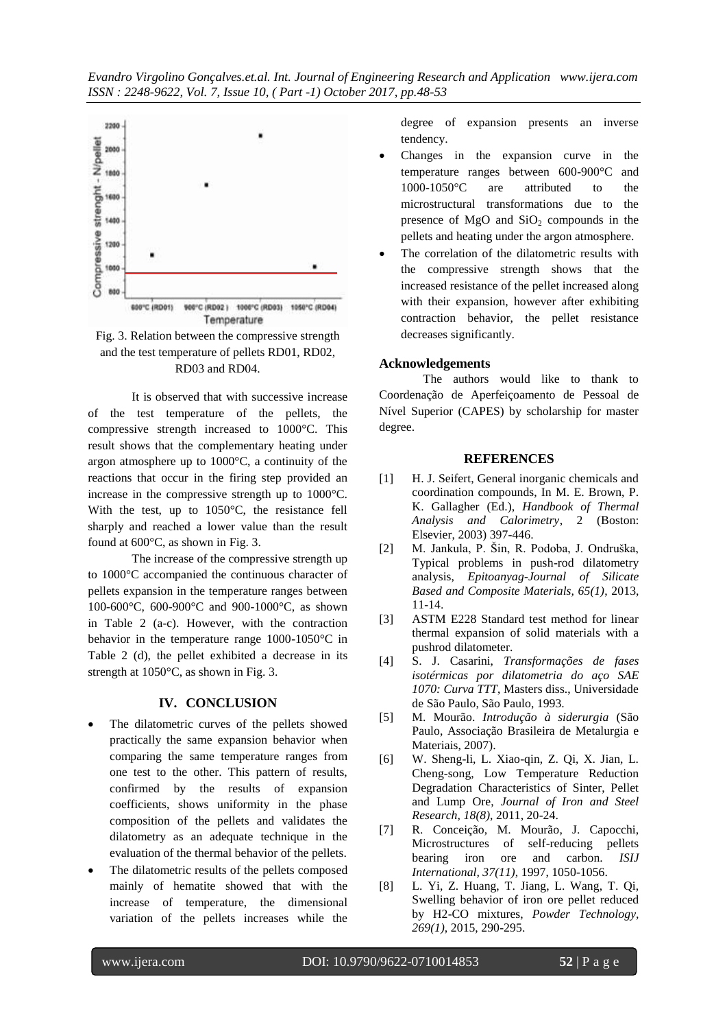Fig. 3. Relation between the compressive strength and the test temperature of pellets RD01, RD02, RD03 and RD04.

It is observed that with successive increase of the test temperature of the pellets, the compressive strength increased to 1000°C. This result shows that the complementary heating under argon atmosphere up to 1000°C, a continuity of the reactions that occur in the firing step provided an increase in the compressive strength up to 1000°C. With the test, up to 1050°C, the resistance fell sharply and reached a lower value than the result found at 600°C, as shown in Fig. 3.

The increase of the compressive strength up to 1000°C accompanied the continuous character of pellets expansion in the temperature ranges between 100-600°C, 600-900°C and 900-1000°C, as shown in Table 2 (a-c). However, with the contraction behavior in the temperature range 1000-1050°C in Table 2 (d), the pellet exhibited a decrease in its strength at 1050°C, as shown in Fig. 3.

## IV. CONCLUSION

- The dilatometric curves of the pellets showed practically the same expansion behavior when comparing the same temperature ranges from one test to the other. This pattern of results, confirmed by the results of expansion coefficients, shows uniformity in the phase composition of the pellets and validates the dilatometry as an adequate technique in the evaluation of the thermal behavior of the pellets.
- The dilatometric results of the pellets composed mainly of hematite showed that with the increase of temperature, the dimensional variation of the pellets increases while the degree of expansion presents an inverse tendency.
- Changes in the expansion curve in the temperature ranges between 600-900°C and 1000-1050°C are attributed to the microstructural transformations due to the presence of MgO and $SiO_2$ compounds in the pellets and heating under the argon atmosphere.
- The correlation of the dilatometric results with the compressive strength shows that the increased resistance of the pellet increased along with their expansion, however after exhibiting contraction behavior, the pellet resistance decreases significantly.

## Acknowledgements

The authors would like to thank to Coordenação de Aperfeiçoamento de Pessoal de Nível Superior (CAPES) by scholarship for master degree.

## REFERENCES

[1] H. J. Seifert, General inorganic chemicals and coordination compounds, In M. E. Brown, P. K. Gallagher (Ed.), *Handbook of Thermal Analysis and Calorimetry*, 2 (Boston: Elsevier, 2003) 397-446.

[2] M. Jankula, P. Šin, R. Podoba, J. Ondruška, Typical problems in push-rod dilatometry analysis, *Epitoanyag-Journal of Silicate Based and Composite Materials, 65(1)*, 2013, 11-14.

[3] ASTM E228 Standard test method for linear thermal expansion of solid materials with a pushrod dilatometer.

[4] S. J. Casarini, *Transformações de fases isotérmicas por dilatometria do aço SAE 1070: Curva TTT*, Masters diss., Universidade de São Paulo, São Paulo, 1993.

[5] M. Mourão. *Introdução à siderurgia* (São Paulo, Associação Brasileira de Metalurgia e Materiais, 2007).

[6] W. Sheng-li, L. Xiao-qin, Z. Qi, X. Jian, L. Cheng-song, Low Temperature Reduction Degradation Characteristics of Sinter, Pellet and Lump Ore, *Journal of Iron and Steel Research, 18(8)*, 2011, 20-24.

[7] R. Conceição, M. Mourão, J. Capocchi, Microstructures of self-reducing pellets bearing iron ore and carbon. *ISIJ International, 37(11)*, 1997, 1050-1056.

[8] L. Yi, Z. Huang, T. Jiang, L. Wang, T. Qi, Swelling behavior of iron ore pellet reduced by H2-CO mixtures, *Powder Technology, 269(1)*, 2015, 290-295.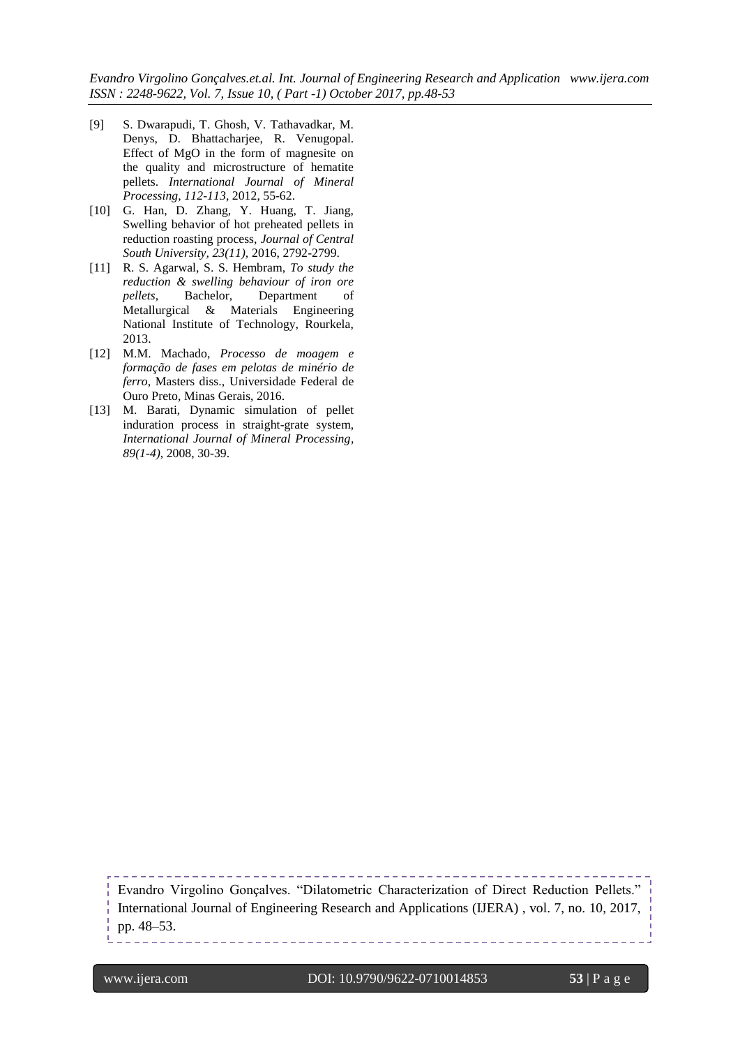[9] S. Dwarapudi, T. Ghosh, V. Tathavadkar, M. Denys, D. Bhattacharjee, R. Venugopal. Effect of MgO in the form of magnesite on the quality and microstructure of hematite pellets. *International Journal of Mineral Processing, 112-113*, 2012, 55-62.

[10] G. Han, D. Zhang, Y. Huang, T. Jiang, Swelling behavior of hot preheated pellets in reduction roasting process, *Journal of Central South University, 23(11),* 2016, 2792-2799.

[11] R. S. Agarwal, S. S. Hembram, *To study the reduction & swelling behaviour of iron ore pellets*, Bachelor, Department of Metallurgical & Materials Engineering National Institute of Technology, Rourkela, 2013.

[12] M.M. Machado, *Processo de moagem e formação de fases em pelotas de minério de ferro*, Masters diss., Universidade Federal de Ouro Preto, Minas Gerais, 2016.

[13] M. Barati, Dynamic simulation of pellet induration process in straight-grate system, *International Journal of Mineral Processing, 89(1-4)*, 2008, 30-39.

Evandro Virgolino Gonçalves. "Dilatometric Characterization of Direct Reduction Pellets." International Journal of Engineering Research and Applications (IJERA) , vol. 7, no. 10, 2017, pp. 48–53.